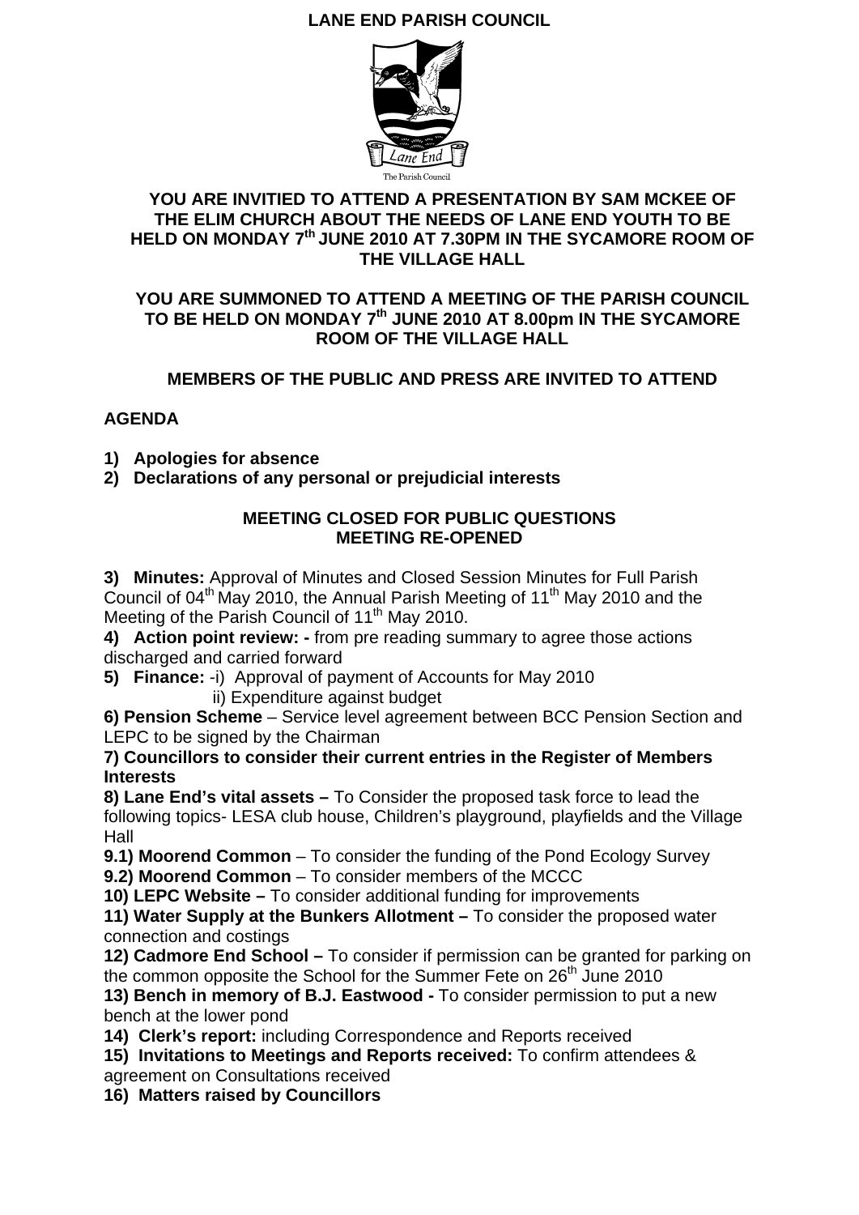# LANE END PARISH COUNCIL

Lane End

The Parish Council

## YOU ARE INVITIED TO ATTEND A PRESENTATION BY SAM MCKEE OF THE ELIM CHURCH ABOUT THE NEEDS OF LANE END YOUTH TO BE HELD ON MONDAY 7th JUNE 2010 AT 7.30PM IN THE SYCAMORE ROOM OF THE VILLAGE HALL

## YOU ARE SUMMONED TO ATTEND A MEETING OF THE PARISH COUNCIL TO BE HELD ON MONDAY 7th JUNE 2010 AT 8.00pm IN THE SYCAMORE ROOM OF THE VILLAGE HALL

**MEMBERS OF THE PUBLIC AND PRESS ARE INVITED TO ATTEND**

**AGENDA**

1) **Apologies for absence**
2) **Declarations of any personal or prejudicial interests**

**MEETING CLOSED FOR PUBLIC QUESTIONS**
**MEETING RE-OPENED**

**3) Minutes:** Approval of Minutes and Closed Session Minutes for Full Parish Council of 04th May 2010, the Annual Parish Meeting of 11th May 2010 and the Meeting of the Parish Council of 11th May 2010.

**4) Action point review: -** from pre reading summary to agree those actions discharged and carried forward

**5) Finance:** -i) Approval of payment of Accounts for May 2010
ii) Expenditure against budget

**6) Pension Scheme** – Service level agreement between BCC Pension Section and LEPC to be signed by the Chairman

**7) Councillors to consider their current entries in the Register of Members Interests**

**8) Lane End's vital assets –** To Consider the proposed task force to lead the following topics- LESA club house, Children's playground, playfields and the Village Hall

**9.1) Moorend Common** – To consider the funding of the Pond Ecology Survey

**9.2) Moorend Common** – To consider members of the MCCC

**10) LEPC Website –** To consider additional funding for improvements

**11) Water Supply at the Bunkers Allotment –** To consider the proposed water connection and costings

**12) Cadmore End School –** To consider if permission can be granted for parking on the common opposite the School for the Summer Fete on 26th June 2010

**13) Bench in memory of B.J. Eastwood -** To consider permission to put a new bench at the lower pond

**14) Clerk's report:** including Correspondence and Reports received

**15) Invitations to Meetings and Reports received:** To confirm attendees & agreement on Consultations received

**16) Matters raised by Councillors**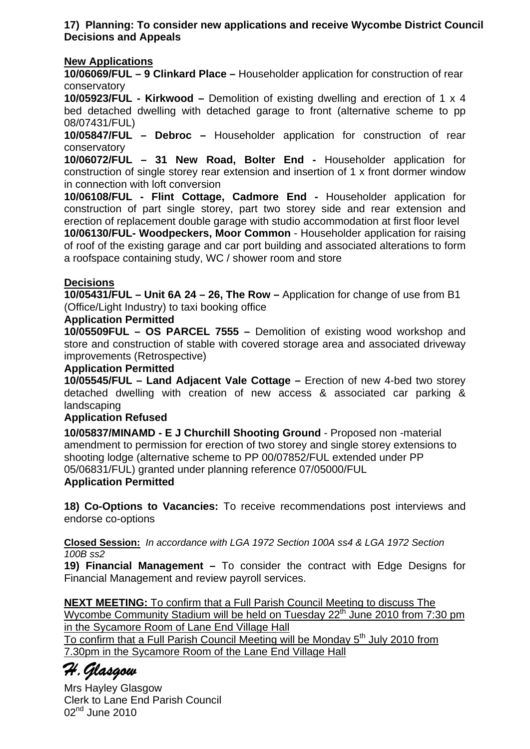**17) Planning: To consider new applications and receive Wycombe District Council Decisions and Appeals**

**New Applications**

**10/06069/FUL – 9 Clinkard Place –** Householder application for construction of rear conservatory

**10/05923/FUL - Kirkwood –** Demolition of existing dwelling and erection of 1 x 4 bed detached dwelling with detached garage to front (alternative scheme to pp 08/07431/FUL)

**10/05847/FUL – Debroc –** Householder application for construction of rear conservatory

**10/06072/FUL – 31 New Road, Bolter End -** Householder application for construction of single storey rear extension and insertion of 1 x front dormer window in connection with loft conversion

**10/06108/FUL - Flint Cottage, Cadmore End -** Householder application for construction of part single storey, part two storey side and rear extension and erection of replacement double garage with studio accommodation at first floor level

**10/06130/FUL- Woodpeckers, Moor Common** - Householder application for raising of roof of the existing garage and car port building and associated alterations to form a roofspace containing study, WC / shower room and store

**Decisions**

**10/05431/FUL – Unit 6A 24 – 26, The Row –** Application for change of use from B1 (Office/Light Industry) to taxi booking office

**Application Permitted**

**10/05509FUL – OS PARCEL 7555 –** Demolition of existing wood workshop and store and construction of stable with covered storage area and associated driveway improvements (Retrospective)

**Application Permitted**

**10/05545/FUL – Land Adjacent Vale Cottage –** Erection of new 4-bed two storey detached dwelling with creation of new access & associated car parking & landscaping

**Application Refused**

**10/05837/MINAMD - E J Churchill Shooting Ground** - Proposed non -material amendment to permission for erection of two storey and single storey extensions to shooting lodge (alternative scheme to PP 00/07852/FUL extended under PP 05/06831/FUL) granted under planning reference 07/05000/FUL

**Application Permitted**

**18) Co-Options to Vacancies:** To receive recommendations post interviews and endorse co-options

**Closed Session:** *In accordance with LGA 1972 Section 100A ss4 & LGA 1972 Section 100B ss2*

**19) Financial Management –** To consider the contract with Edge Designs for Financial Management and review payroll services.

**NEXT MEETING:** To confirm that a Full Parish Council Meeting to discuss The Wycombe Community Stadium will be held on Tuesday 22nd June 2010 from 7:30 pm in the Sycamore Room of Lane End Village Hall

To confirm that a Full Parish Council Meeting will be Monday 5th July 2010 from 7.30pm in the Sycamore Room of the Lane End Village Hall

*H. Glasgow*

Mrs Hayley Glasgow
Clerk to Lane End Parish Council
02nd June 2010